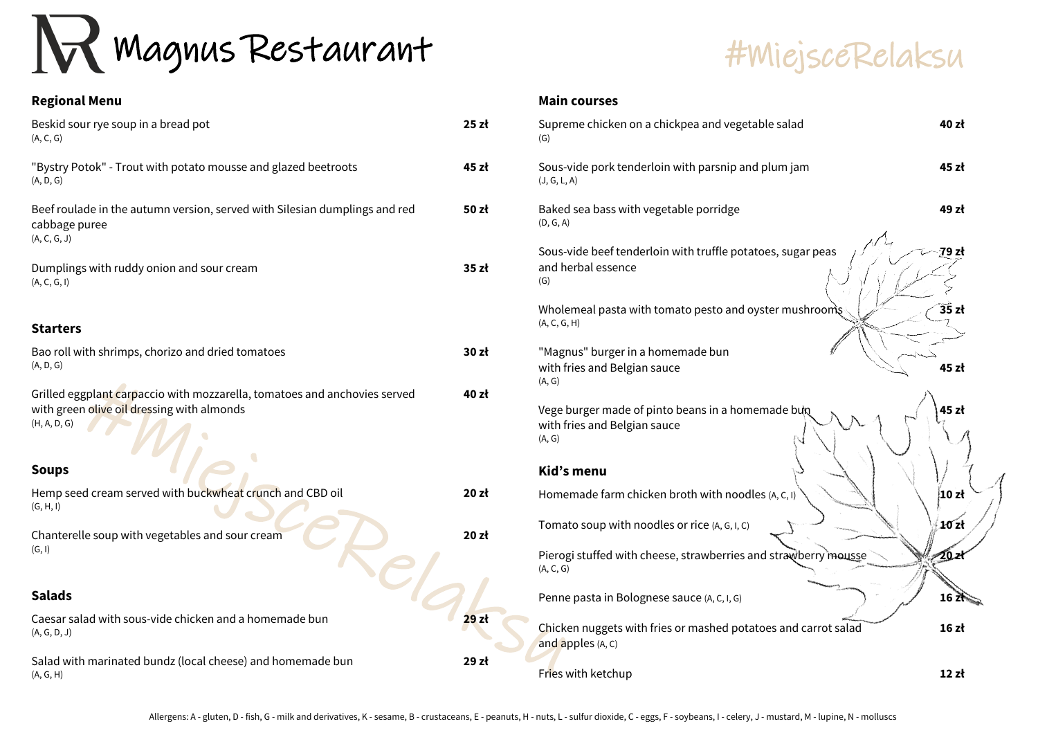# Magnus Restaurant

#MiejsceRelaksu

## Regional Menu

| Dish | Price |
|---|---|
| Beskid sour rye soup in a bread pot (A, C, G) | 25 zł |
| "Bystry Potok" - Trout with potato mousse and glazed beetroots (A, D, G) | 45 zł |
| Beef roulade in the autumn version, served with Silesian dumplings and red cabbage puree (A, C, G, J) | 50 zł |
| Dumplings with ruddy onion and sour cream (A, C, G, I) | 35 zł |

## Starters

| Dish | Price |
|---|---|
| Bao roll with shrimps, chorizo and dried tomatoes (A, D, G) | 30 zł |
| Grilled eggplant carpaccio with mozzarella, tomatoes and anchovies served with green olive oil dressing with almonds (H, A, D, G) | 40 zł |

## Soups

| Dish | Price |
|---|---|
| Hemp seed cream served with buckwheat crunch and CBD oil (G, H, I) | 20 zł |
| Chanterelle soup with vegetables and sour cream (G, I) | 20 zł |

## Salads

| Dish | Price |
|---|---|
| Caesar salad with sous-vide chicken and a homemade bun (A, G, D, J) | 29 zł |
| Salad with marinated bundz (local cheese) and homemade bun (A, G, H) | 29 zł |

## Main courses

| Dish | Price |
|---|---|
| Supreme chicken on a chickpea and vegetable salad (G) | 40 zł |
| Sous-vide pork tenderloin with parsnip and plum jam (J, G, L, A) | 45 zł |
| Baked sea bass with vegetable porridge (D, G, A) | 49 zł |
| Sous-vide beef tenderloin with truffle potatoes, sugar peas and herbal essence (G) | 79 zł |
| Wholemeal pasta with tomato pesto and oyster mushrooms (A, C, G, H) | 35 zł |
| "Magnus" burger in a homemade bun with fries and Belgian sauce (A, G) | 45 zł |
| Vege burger made of pinto beans in a homemade bun with fries and Belgian sauce (A, G) | 45 zł |

## Kid's menu

| Dish | Price |
|---|---|
| Homemade farm chicken broth with noodles (A, C, I) | 10 zł |
| Tomato soup with noodles or rice (A, G, I, C) | 10 zł |
| Pierogi stuffed with cheese, strawberries and strawberry mousse (A, C, G) | 20 zł |
| Penne pasta in Bolognese sauce (A, C, I, G) | 16 zł |
| Chicken nuggets with fries or mashed potatoes and carrot salad and apples (A, C) | 16 zł |
| Fries with ketchup | 12 zł |

Allergens: A - gluten, D - fish, G - milk and derivatives, K - sesame, B - crustaceans, E - peanuts, H - nuts, L - sulfur dioxide, C - eggs, F - soybeans, I - celery, J - mustard, M - lupine, N - molluscs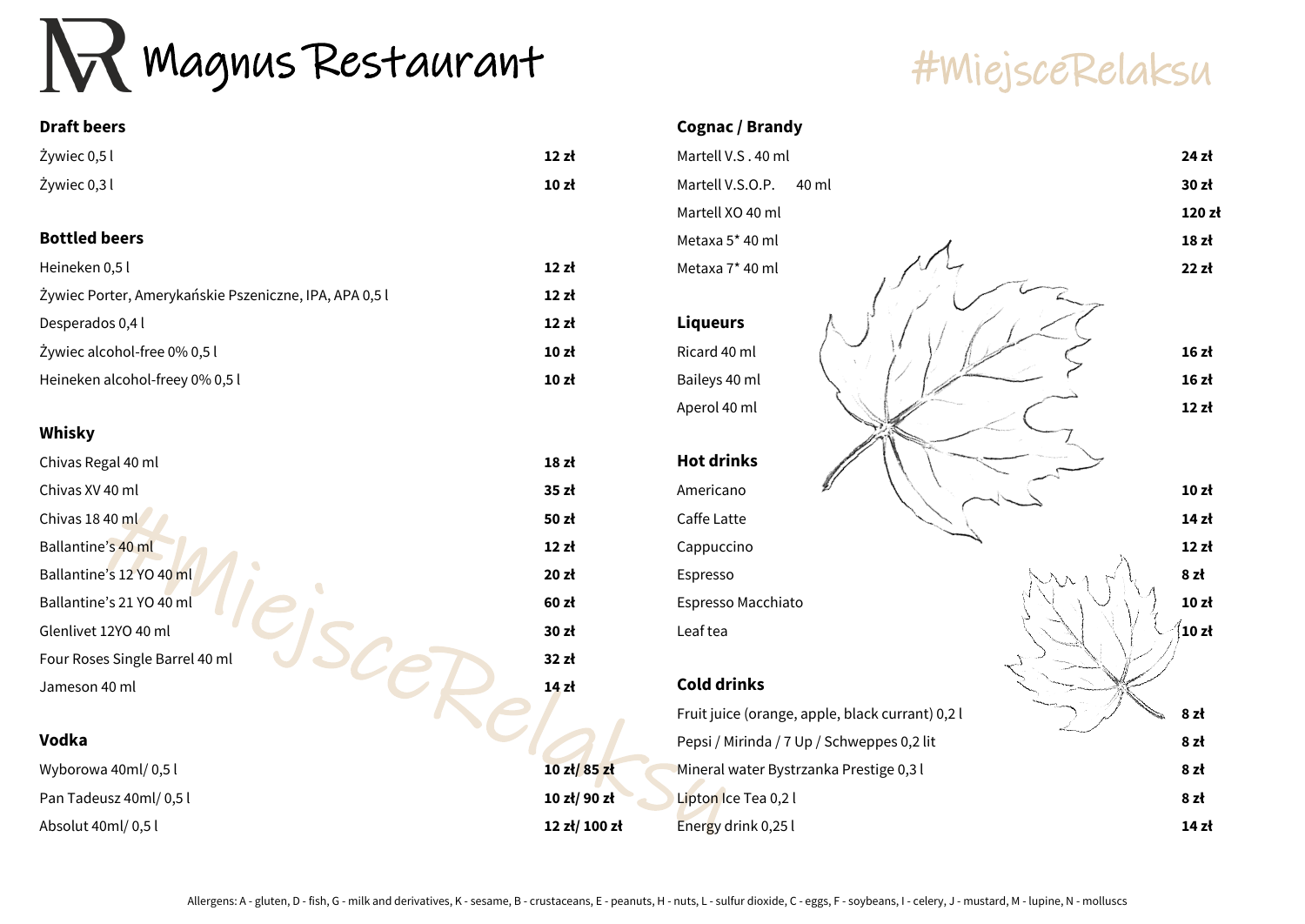# Magnus Restaurant

#MiejsceRelaksu

## Draft beers

| | |
|---|---|
| Żywiec 0,5 l | **12 zł** |
| Żywiec 0,3 l | **10 zł** |

## Bottled beers

| | |
|---|---|
| Heineken 0,5 l | **12 zł** |
| Żywiec Porter, Amerykańskie Pszeniczne, IPA, APA 0,5 l | **12 zł** |
| Desperados 0,4 l | **12 zł** |
| Żywiec alcohol-free 0% 0,5 l | **10 zł** |
| Heineken alcohol-freey 0% 0,5 l | **10 zł** |

## Whisky

| | |
|---|---|
| Chivas Regal 40 ml | **18 zł** |
| Chivas XV 40 ml | **35 zł** |
| Chivas 18 40 ml | **50 zł** |
| Ballantine's 40 ml | **12 zł** |
| Ballantine's 12 YO 40 ml | **20 zł** |
| Ballantine's 21 YO 40 ml | **60 zł** |
| Glenlivet 12YO 40 ml | **30 zł** |
| Four Roses Single Barrel 40 ml | **32 zł** |
| Jameson 40 ml | **14 zł** |

## Vodka

| | |
|---|---|
| Wyborowa 40ml/ 0,5 l | **10 zł/ 85 zł** |
| Pan Tadeusz 40ml/ 0,5 l | **10 zł/ 90 zł** |
| Absolut 40ml/ 0,5 l | **12 zł/ 100 zł** |

## Cognac / Brandy

| | |
|---|---|
| Martell V.S . 40 ml | **24 zł** |
| Martell V.S.O.P. 40 ml | **30 zł** |
| Martell XO 40 ml | **120 zł** |
| Metaxa 5* 40 ml | **18 zł** |
| Metaxa 7* 40 ml | **22 zł** |

## Liqueurs

| | |
|---|---|
| Ricard 40 ml | **16 zł** |
| Baileys 40 ml | **16 zł** |
| Aperol 40 ml | **12 zł** |

## Hot drinks

| | |
|---|---|
| Americano | **10 zł** |
| Caffe Latte | **14 zł** |
| Cappuccino | **12 zł** |
| Espresso | **8 zł** |
| Espresso Macchiato | **10 zł** |
| Leaf tea | **10 zł** |

## Cold drinks

| | |
|---|---|
| Fruit juice (orange, apple, black currant) 0,2 l | **8 zł** |
| Pepsi / Mirinda / 7 Up / Schweppes 0,2 lit | **8 zł** |
| Mineral water Bystrzanka Prestige 0,3 l | **8 zł** |
| Lipton Ice Tea 0,2 l | **8 zł** |
| Energy drink 0,25 l | **14 zł** |

Allergens: A - gluten, D - fish, G - milk and derivatives, K - sesame, B - crustaceans, E - peanuts, H - nuts, L - sulfur dioxide, C - eggs, F - soybeans, I - celery, J - mustard, M - lupine, N - molluscs